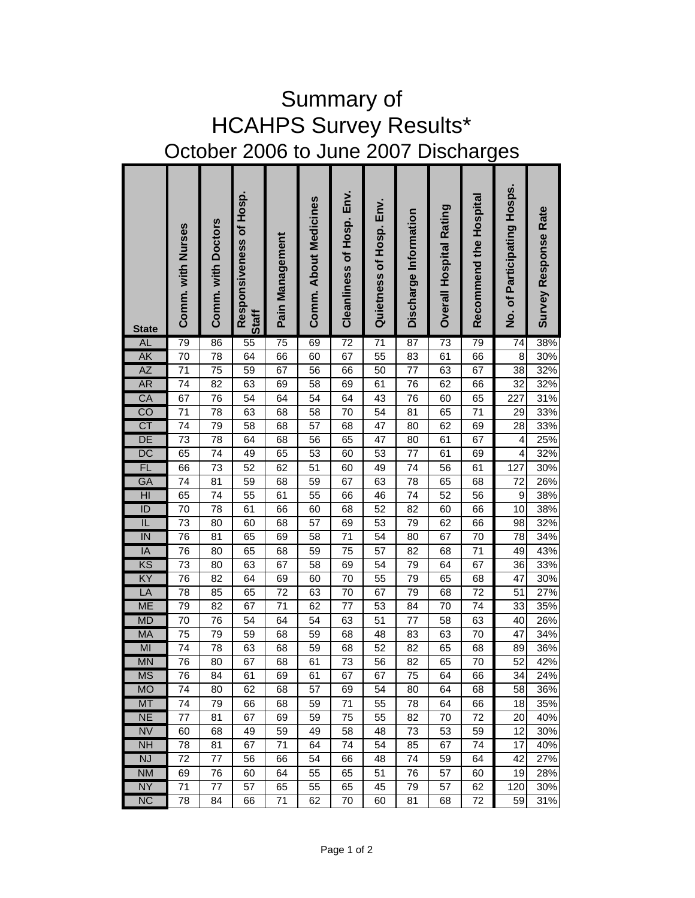# Summary of HCAHPS Survey Results*

## October 2006 to June 2007 Discharges

| State | Comm. with Nurses | Comm. with Doctors | Responsiveness of Hosp. Staff | Pain Management | Comm. About Medicines | Cleanliness of Hosp. Env. | Quietness of Hosp. Env. | Discharge Information | Overall Hospital Rating | Recommend the Hospital | No. of Participating Hosps. | Survey Response Rate |
|---|---|---|---|---|---|---|---|---|---|---|---|---|
| AL | 79 | 86 | 55 | 75 | 69 | 72 | 71 | 87 | 73 | 79 | 74 | 38% |
| AK | 70 | 78 | 64 | 66 | 60 | 67 | 55 | 83 | 61 | 66 | 8 | 30% |
| AZ | 71 | 75 | 59 | 67 | 56 | 66 | 50 | 77 | 63 | 67 | 38 | 32% |
| AR | 74 | 82 | 63 | 69 | 58 | 69 | 61 | 76 | 62 | 66 | 32 | 32% |
| CA | 67 | 76 | 54 | 64 | 54 | 64 | 43 | 76 | 60 | 65 | 227 | 31% |
| CO | 71 | 78 | 63 | 68 | 58 | 70 | 54 | 81 | 65 | 71 | 29 | 33% |
| CT | 74 | 79 | 58 | 68 | 57 | 68 | 47 | 80 | 62 | 69 | 28 | 33% |
| DE | 73 | 78 | 64 | 68 | 56 | 65 | 47 | 80 | 61 | 67 | 4 | 25% |
| DC | 65 | 74 | 49 | 65 | 53 | 60 | 53 | 77 | 61 | 69 | 4 | 32% |
| FL | 66 | 73 | 52 | 62 | 51 | 60 | 49 | 74 | 56 | 61 | 127 | 30% |
| GA | 74 | 81 | 59 | 68 | 59 | 67 | 63 | 78 | 65 | 68 | 72 | 26% |
| HI | 65 | 74 | 55 | 61 | 55 | 66 | 46 | 74 | 52 | 56 | 9 | 38% |
| ID | 70 | 78 | 61 | 66 | 60 | 68 | 52 | 82 | 60 | 66 | 10 | 38% |
| IL | 73 | 80 | 60 | 68 | 57 | 69 | 53 | 79 | 62 | 66 | 98 | 32% |
| IN | 76 | 81 | 65 | 69 | 58 | 71 | 54 | 80 | 67 | 70 | 78 | 34% |
| IA | 76 | 80 | 65 | 68 | 59 | 75 | 57 | 82 | 68 | 71 | 49 | 43% |
| KS | 73 | 80 | 63 | 67 | 58 | 69 | 54 | 79 | 64 | 67 | 36 | 33% |
| KY | 76 | 82 | 64 | 69 | 60 | 70 | 55 | 79 | 65 | 68 | 47 | 30% |
| LA | 78 | 85 | 65 | 72 | 63 | 70 | 67 | 79 | 68 | 72 | 51 | 27% |
| ME | 79 | 82 | 67 | 71 | 62 | 77 | 53 | 84 | 70 | 74 | 33 | 35% |
| MD | 70 | 76 | 54 | 64 | 54 | 63 | 51 | 77 | 58 | 63 | 40 | 26% |
| MA | 75 | 79 | 59 | 68 | 59 | 68 | 48 | 83 | 63 | 70 | 47 | 34% |
| MI | 74 | 78 | 63 | 68 | 59 | 68 | 52 | 82 | 65 | 68 | 89 | 36% |
| MN | 76 | 80 | 67 | 68 | 61 | 73 | 56 | 82 | 65 | 70 | 52 | 42% |
| MS | 76 | 84 | 61 | 69 | 61 | 67 | 67 | 75 | 64 | 66 | 34 | 24% |
| MO | 74 | 80 | 62 | 68 | 57 | 69 | 54 | 80 | 64 | 68 | 58 | 36% |
| MT | 74 | 79 | 66 | 68 | 59 | 71 | 55 | 78 | 64 | 66 | 18 | 35% |
| NE | 77 | 81 | 67 | 69 | 59 | 75 | 55 | 82 | 70 | 72 | 20 | 40% |
| NV | 60 | 68 | 49 | 59 | 49 | 58 | 48 | 73 | 53 | 59 | 12 | 30% |
| NH | 78 | 81 | 67 | 71 | 64 | 74 | 54 | 85 | 67 | 74 | 17 | 40% |
| NJ | 72 | 77 | 56 | 66 | 54 | 66 | 48 | 74 | 59 | 64 | 42 | 27% |
| NM | 69 | 76 | 60 | 64 | 55 | 65 | 51 | 76 | 57 | 60 | 19 | 28% |
| NY | 71 | 77 | 57 | 65 | 55 | 65 | 45 | 79 | 57 | 62 | 120 | 30% |
| NC | 78 | 84 | 66 | 71 | 62 | 70 | 60 | 81 | 68 | 72 | 59 | 31% |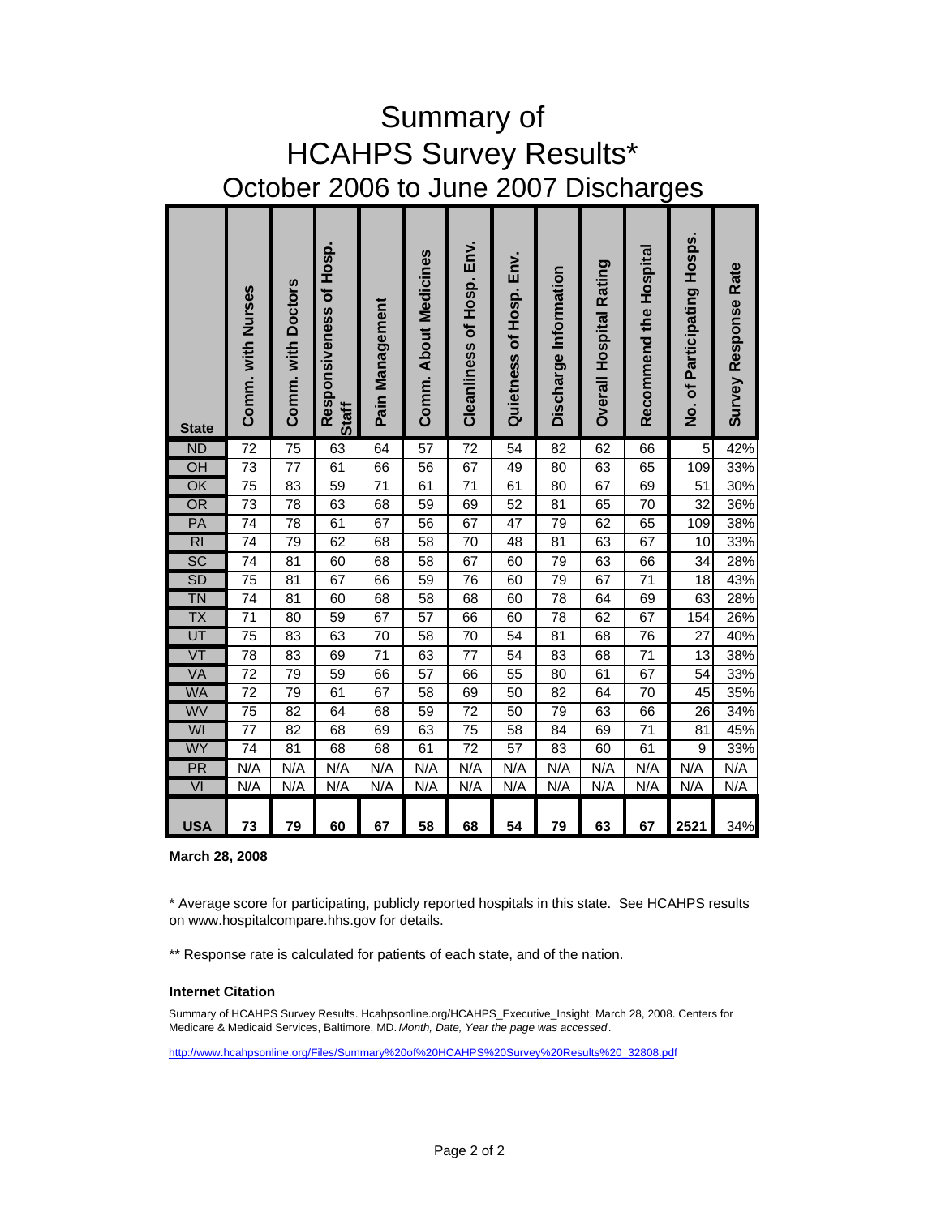# Summary of HCAHPS Survey Results*

## October 2006 to June 2007 Discharges

| State | Comm. with Nurses | Comm. with Doctors | Responsiveness of Hosp. Staff | Pain Management | Comm. About Medicines | Cleanliness of Hosp. Env. | Quietness of Hosp. Env. | Discharge Information | Overall Hospital Rating | Recommend the Hospital | No. of Participating Hosps. | Survey Response Rate |
|---|---|---|---|---|---|---|---|---|---|---|---|---|
| ND | 72 | 75 | 63 | 64 | 57 | 72 | 54 | 82 | 62 | 66 | 5 | 42% |
| OH | 73 | 77 | 61 | 66 | 56 | 67 | 49 | 80 | 63 | 65 | 109 | 33% |
| OK | 75 | 83 | 59 | 71 | 61 | 71 | 61 | 80 | 67 | 69 | 51 | 30% |
| OR | 73 | 78 | 63 | 68 | 59 | 69 | 52 | 81 | 65 | 70 | 32 | 36% |
| PA | 74 | 78 | 61 | 67 | 56 | 67 | 47 | 79 | 62 | 65 | 109 | 38% |
| RI | 74 | 79 | 62 | 68 | 58 | 70 | 48 | 81 | 63 | 67 | 10 | 33% |
| SC | 74 | 81 | 60 | 68 | 58 | 67 | 60 | 79 | 63 | 66 | 34 | 28% |
| SD | 75 | 81 | 67 | 66 | 59 | 76 | 60 | 79 | 67 | 71 | 18 | 43% |
| TN | 74 | 81 | 60 | 68 | 58 | 68 | 60 | 78 | 64 | 69 | 63 | 28% |
| TX | 71 | 80 | 59 | 67 | 57 | 66 | 60 | 78 | 62 | 67 | 154 | 26% |
| UT | 75 | 83 | 63 | 70 | 58 | 70 | 54 | 81 | 68 | 76 | 27 | 40% |
| VT | 78 | 83 | 69 | 71 | 63 | 77 | 54 | 83 | 68 | 71 | 13 | 38% |
| VA | 72 | 79 | 59 | 66 | 57 | 66 | 55 | 80 | 61 | 67 | 54 | 33% |
| WA | 72 | 79 | 61 | 67 | 58 | 69 | 50 | 82 | 64 | 70 | 45 | 35% |
| WV | 75 | 82 | 64 | 68 | 59 | 72 | 50 | 79 | 63 | 66 | 26 | 34% |
| WI | 77 | 82 | 68 | 69 | 63 | 75 | 58 | 84 | 69 | 71 | 81 | 45% |
| WY | 74 | 81 | 68 | 68 | 61 | 72 | 57 | 83 | 60 | 61 | 9 | 33% |
| PR | N/A | N/A | N/A | N/A | N/A | N/A | N/A | N/A | N/A | N/A | N/A | N/A |
| VI | N/A | N/A | N/A | N/A | N/A | N/A | N/A | N/A | N/A | N/A | N/A | N/A |
| **USA** | **73** | **79** | **60** | **67** | **58** | **68** | **54** | **79** | **63** | **67** | **2521** | 34% |

**March 28, 2008**

* Average score for participating, publicly reported hospitals in this state. See HCAHPS results on www.hospitalcompare.hhs.gov for details.

** Response rate is calculated for patients of each state, and of the nation.

**Internet Citation**

Summary of HCAHPS Survey Results. Hcahpsonline.org/HCAHPS_Executive_Insight. March 28, 2008. Centers for Medicare & Medicaid Services, Baltimore, MD. *Month, Date, Year the page was accessed*.

http://www.hcahpsonline.org/Files/Summary%20of%20HCAHPS%20Survey%20Results%20_32808.pdf